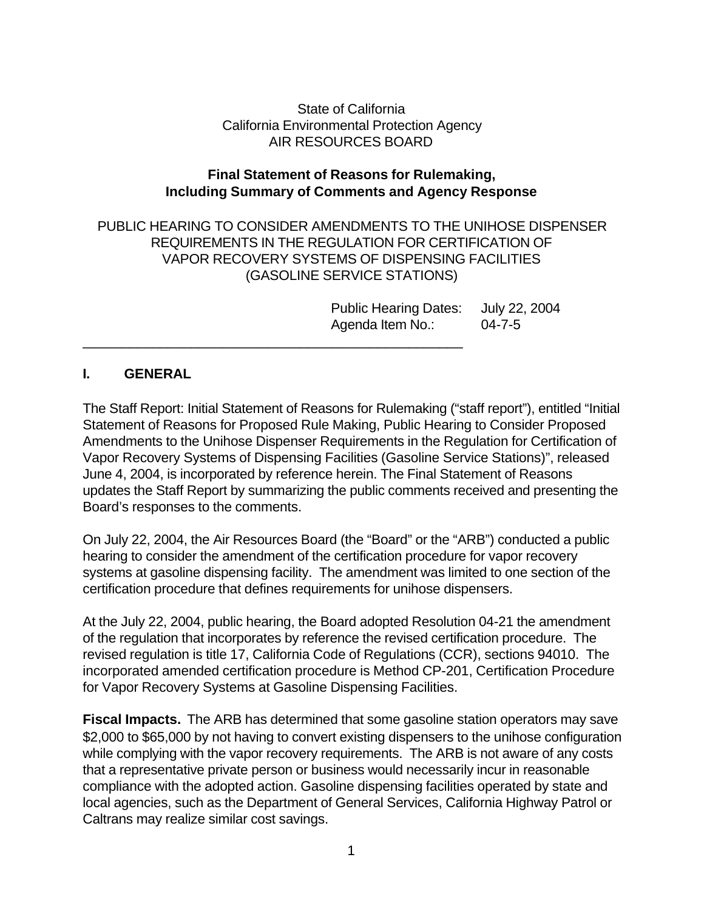State of California
California Environmental Protection Agency
AIR RESOURCES BOARD

**Final Statement of Reasons for Rulemaking,
Including Summary of Comments and Agency Response**

PUBLIC HEARING TO CONSIDER AMENDMENTS TO THE UNIHOSE DISPENSER REQUIREMENTS IN THE REGULATION FOR CERTIFICATION OF VAPOR RECOVERY SYSTEMS OF DISPENSING FACILITIES (GASOLINE SERVICE STATIONS)

Public Hearing Dates: July 22, 2004
Agenda Item No.: 04-7-5

---

## I. GENERAL

The Staff Report: Initial Statement of Reasons for Rulemaking ("staff report"), entitled "Initial Statement of Reasons for Proposed Rule Making, Public Hearing to Consider Proposed Amendments to the Unihose Dispenser Requirements in the Regulation for Certification of Vapor Recovery Systems of Dispensing Facilities (Gasoline Service Stations)", released June 4, 2004, is incorporated by reference herein. The Final Statement of Reasons updates the Staff Report by summarizing the public comments received and presenting the Board's responses to the comments.

On July 22, 2004, the Air Resources Board (the "Board" or the "ARB") conducted a public hearing to consider the amendment of the certification procedure for vapor recovery systems at gasoline dispensing facility. The amendment was limited to one section of the certification procedure that defines requirements for unihose dispensers.

At the July 22, 2004, public hearing, the Board adopted Resolution 04-21 the amendment of the regulation that incorporates by reference the revised certification procedure. The revised regulation is title 17, California Code of Regulations (CCR), sections 94010. The incorporated amended certification procedure is Method CP-201, Certification Procedure for Vapor Recovery Systems at Gasoline Dispensing Facilities.

**Fiscal Impacts.** The ARB has determined that some gasoline station operators may save $2,000 to $65,000 by not having to convert existing dispensers to the unihose configuration while complying with the vapor recovery requirements. The ARB is not aware of any costs that a representative private person or business would necessarily incur in reasonable compliance with the adopted action. Gasoline dispensing facilities operated by state and local agencies, such as the Department of General Services, California Highway Patrol or Caltrans may realize similar cost savings.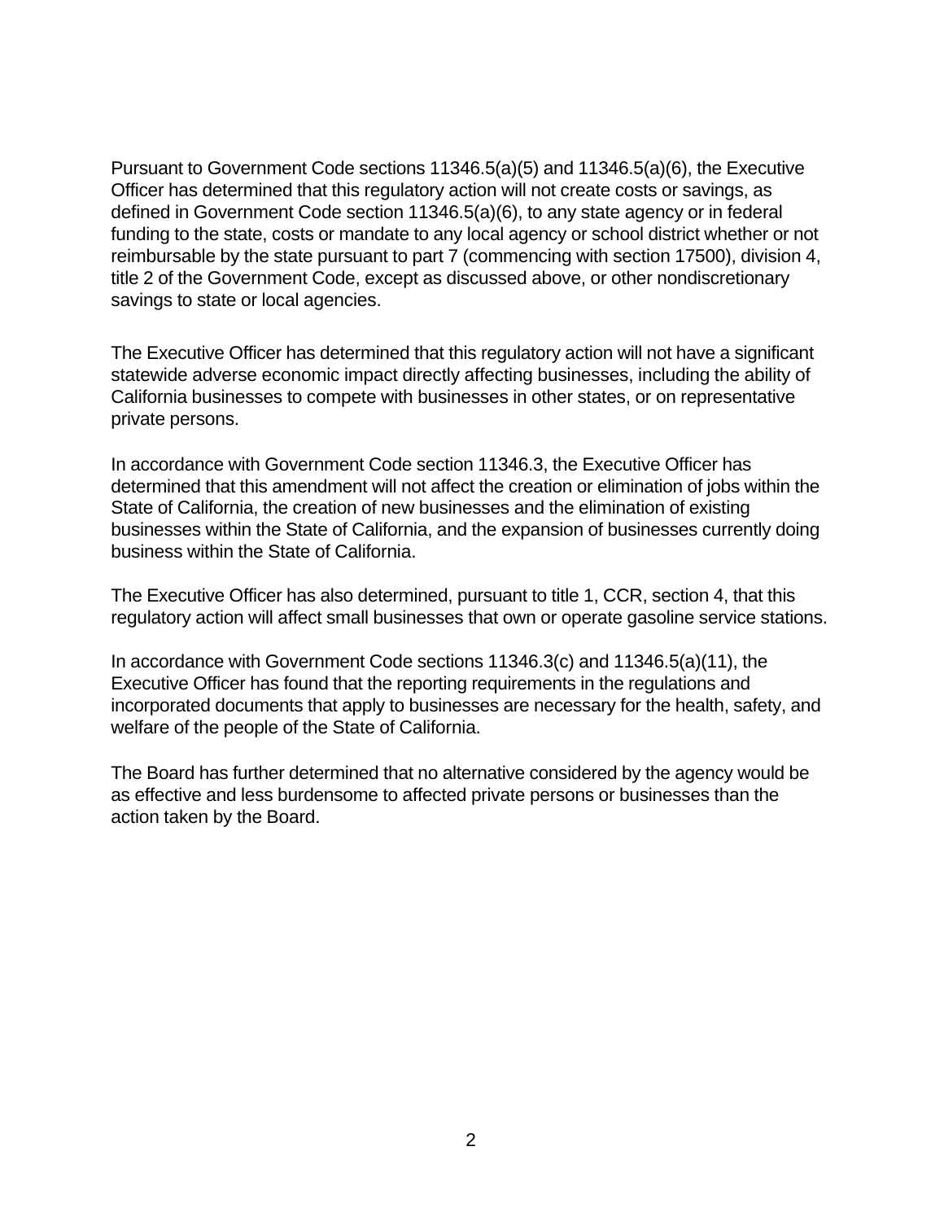Pursuant to Government Code sections 11346.5(a)(5) and 11346.5(a)(6), the Executive Officer has determined that this regulatory action will not create costs or savings, as defined in Government Code section 11346.5(a)(6), to any state agency or in federal funding to the state, costs or mandate to any local agency or school district whether or not reimbursable by the state pursuant to part 7 (commencing with section 17500), division 4, title 2 of the Government Code, except as discussed above, or other nondiscretionary savings to state or local agencies.

The Executive Officer has determined that this regulatory action will not have a significant statewide adverse economic impact directly affecting businesses, including the ability of California businesses to compete with businesses in other states, or on representative private persons.

In accordance with Government Code section 11346.3, the Executive Officer has determined that this amendment will not affect the creation or elimination of jobs within the State of California, the creation of new businesses and the elimination of existing businesses within the State of California, and the expansion of businesses currently doing business within the State of California.

The Executive Officer has also determined, pursuant to title 1, CCR, section 4, that this regulatory action will affect small businesses that own or operate gasoline service stations.

In accordance with Government Code sections 11346.3(c) and 11346.5(a)(11), the Executive Officer has found that the reporting requirements in the regulations and incorporated documents that apply to businesses are necessary for the health, safety, and welfare of the people of the State of California.

The Board has further determined that no alternative considered by the agency would be as effective and less burdensome to affected private persons or businesses than the action taken by the Board.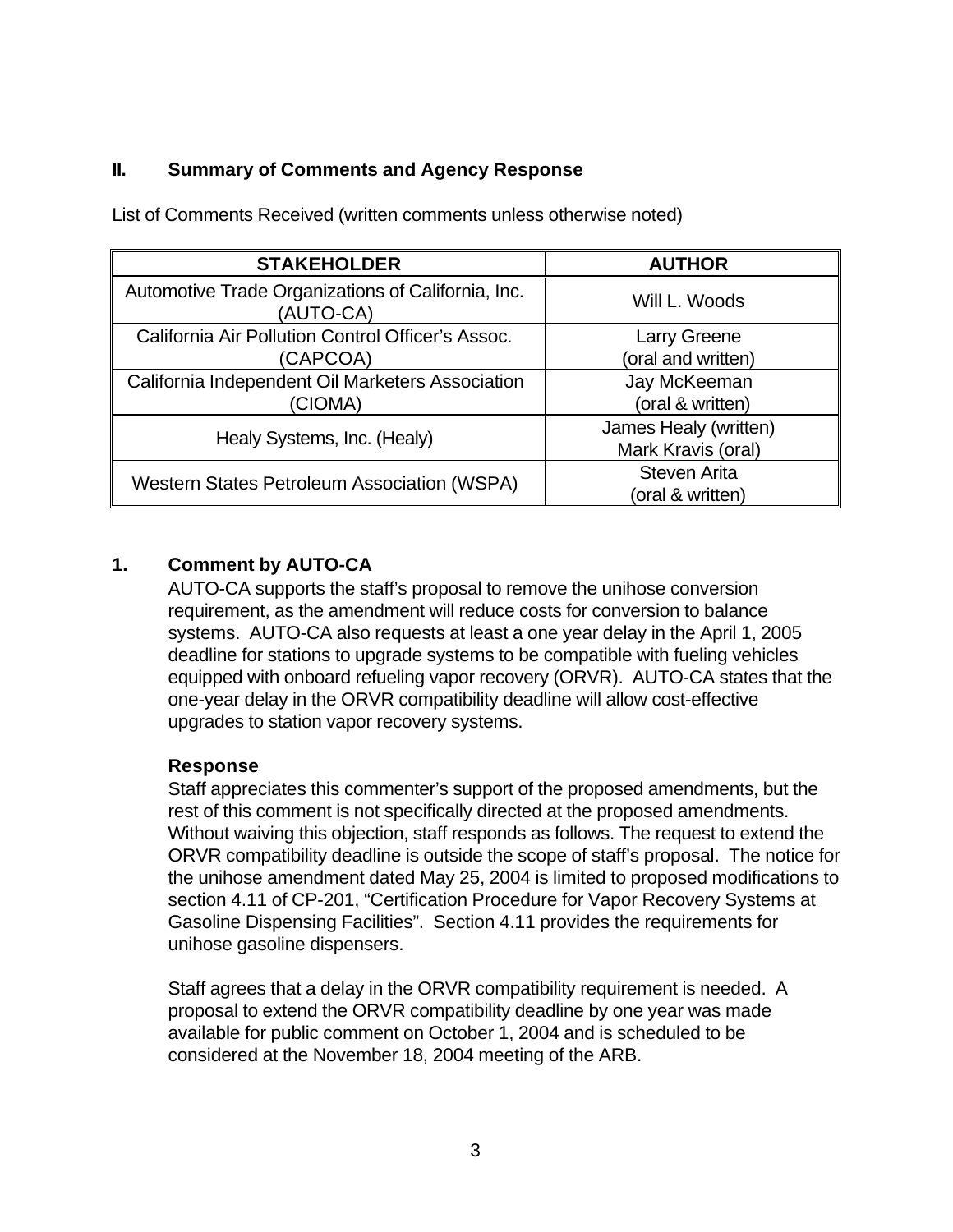## II. Summary of Comments and Agency Response

List of Comments Received (written comments unless otherwise noted)

| STAKEHOLDER | AUTHOR |
|---|---|
| Automotive Trade Organizations of California, Inc. (AUTO-CA) | Will L. Woods |
| California Air Pollution Control Officer's Assoc. (CAPCOA) | Larry Greene (oral and written) |
| California Independent Oil Marketers Association (CIOMA) | Jay McKeeman (oral & written) |
| Healy Systems, Inc. (Healy) | James Healy (written) Mark Kravis (oral) |
| Western States Petroleum Association (WSPA) | Steven Arita (oral & written) |

### 1. Comment by AUTO-CA

AUTO-CA supports the staff's proposal to remove the unihose conversion requirement, as the amendment will reduce costs for conversion to balance systems. AUTO-CA also requests at least a one year delay in the April 1, 2005 deadline for stations to upgrade systems to be compatible with fueling vehicles equipped with onboard refueling vapor recovery (ORVR). AUTO-CA states that the one-year delay in the ORVR compatibility deadline will allow cost-effective upgrades to station vapor recovery systems.

**Response**

Staff appreciates this commenter's support of the proposed amendments, but the rest of this comment is not specifically directed at the proposed amendments. Without waiving this objection, staff responds as follows. The request to extend the ORVR compatibility deadline is outside the scope of staff's proposal. The notice for the unihose amendment dated May 25, 2004 is limited to proposed modifications to section 4.11 of CP-201, "Certification Procedure for Vapor Recovery Systems at Gasoline Dispensing Facilities". Section 4.11 provides the requirements for unihose gasoline dispensers.

Staff agrees that a delay in the ORVR compatibility requirement is needed. A proposal to extend the ORVR compatibility deadline by one year was made available for public comment on October 1, 2004 and is scheduled to be considered at the November 18, 2004 meeting of the ARB.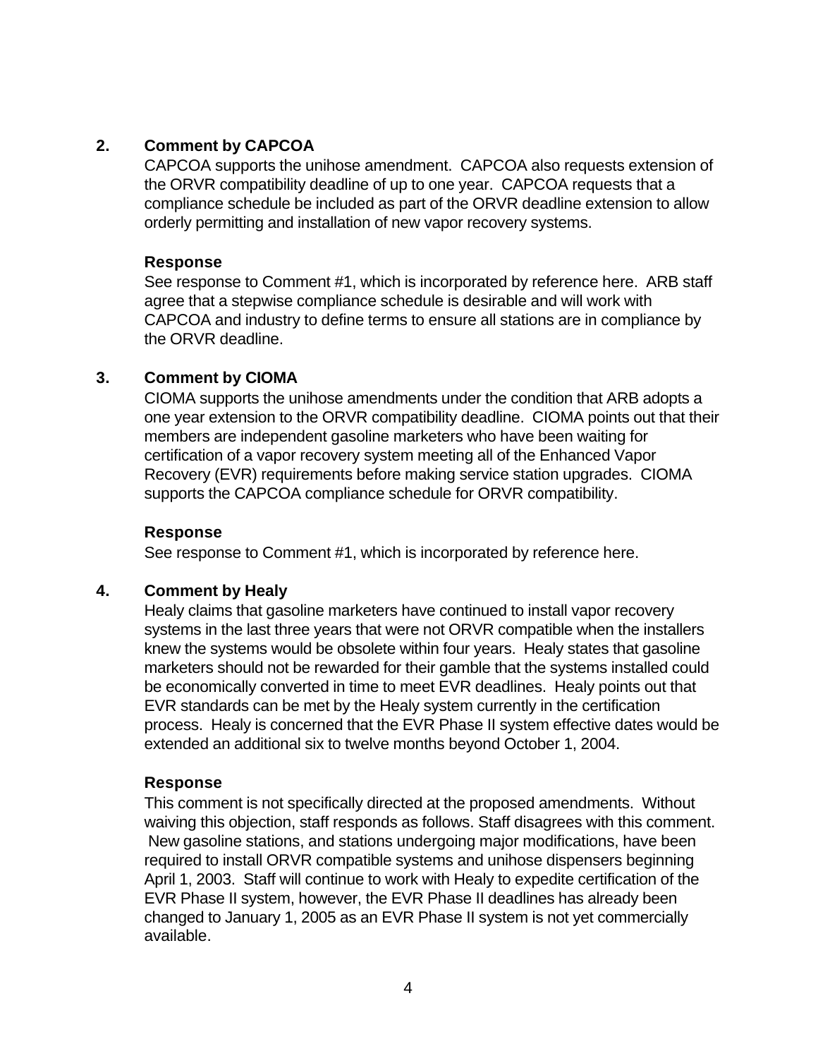2. **Comment by CAPCOA**

CAPCOA supports the unihose amendment. CAPCOA also requests extension of the ORVR compatibility deadline of up to one year. CAPCOA requests that a compliance schedule be included as part of the ORVR deadline extension to allow orderly permitting and installation of new vapor recovery systems.

**Response**

See response to Comment #1, which is incorporated by reference here. ARB staff agree that a stepwise compliance schedule is desirable and will work with CAPCOA and industry to define terms to ensure all stations are in compliance by the ORVR deadline.

3. **Comment by CIOMA**

CIOMA supports the unihose amendments under the condition that ARB adopts a one year extension to the ORVR compatibility deadline. CIOMA points out that their members are independent gasoline marketers who have been waiting for certification of a vapor recovery system meeting all of the Enhanced Vapor Recovery (EVR) requirements before making service station upgrades. CIOMA supports the CAPCOA compliance schedule for ORVR compatibility.

**Response**

See response to Comment #1, which is incorporated by reference here.

4. **Comment by Healy**

Healy claims that gasoline marketers have continued to install vapor recovery systems in the last three years that were not ORVR compatible when the installers knew the systems would be obsolete within four years. Healy states that gasoline marketers should not be rewarded for their gamble that the systems installed could be economically converted in time to meet EVR deadlines. Healy points out that EVR standards can be met by the Healy system currently in the certification process. Healy is concerned that the EVR Phase II system effective dates would be extended an additional six to twelve months beyond October 1, 2004.

**Response**

This comment is not specifically directed at the proposed amendments. Without waiving this objection, staff responds as follows. Staff disagrees with this comment. New gasoline stations, and stations undergoing major modifications, have been required to install ORVR compatible systems and unihose dispensers beginning April 1, 2003. Staff will continue to work with Healy to expedite certification of the EVR Phase II system, however, the EVR Phase II deadlines has already been changed to January 1, 2005 as an EVR Phase II system is not yet commercially available.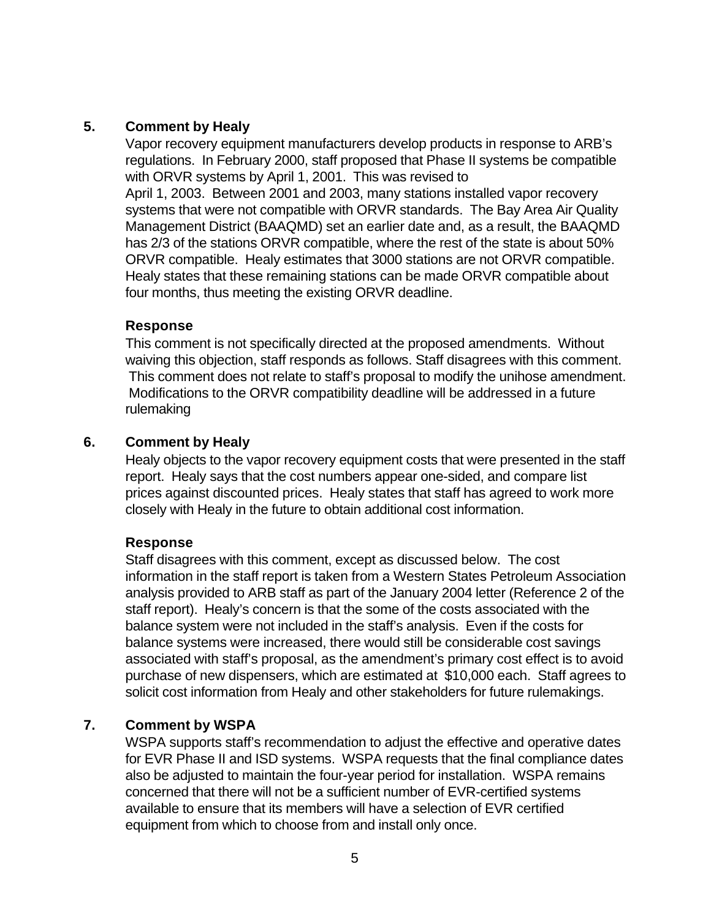## 5. Comment by Healy

Vapor recovery equipment manufacturers develop products in response to ARB's regulations. In February 2000, staff proposed that Phase II systems be compatible with ORVR systems by April 1, 2001. This was revised to April 1, 2003. Between 2001 and 2003, many stations installed vapor recovery systems that were not compatible with ORVR standards. The Bay Area Air Quality Management District (BAAQMD) set an earlier date and, as a result, the BAAQMD has 2/3 of the stations ORVR compatible, where the rest of the state is about 50% ORVR compatible. Healy estimates that 3000 stations are not ORVR compatible. Healy states that these remaining stations can be made ORVR compatible about four months, thus meeting the existing ORVR deadline.

### Response

This comment is not specifically directed at the proposed amendments. Without waiving this objection, staff responds as follows. Staff disagrees with this comment. This comment does not relate to staff's proposal to modify the unihose amendment. Modifications to the ORVR compatibility deadline will be addressed in a future rulemaking

## 6. Comment by Healy

Healy objects to the vapor recovery equipment costs that were presented in the staff report. Healy says that the cost numbers appear one-sided, and compare list prices against discounted prices. Healy states that staff has agreed to work more closely with Healy in the future to obtain additional cost information.

### Response

Staff disagrees with this comment, except as discussed below. The cost information in the staff report is taken from a Western States Petroleum Association analysis provided to ARB staff as part of the January 2004 letter (Reference 2 of the staff report). Healy's concern is that the some of the costs associated with the balance system were not included in the staff's analysis. Even if the costs for balance systems were increased, there would still be considerable cost savings associated with staff's proposal, as the amendment's primary cost effect is to avoid purchase of new dispensers, which are estimated at $10,000 each. Staff agrees to solicit cost information from Healy and other stakeholders for future rulemakings.

## 7. Comment by WSPA

WSPA supports staff's recommendation to adjust the effective and operative dates for EVR Phase II and ISD systems. WSPA requests that the final compliance dates also be adjusted to maintain the four-year period for installation. WSPA remains concerned that there will not be a sufficient number of EVR-certified systems available to ensure that its members will have a selection of EVR certified equipment from which to choose from and install only once.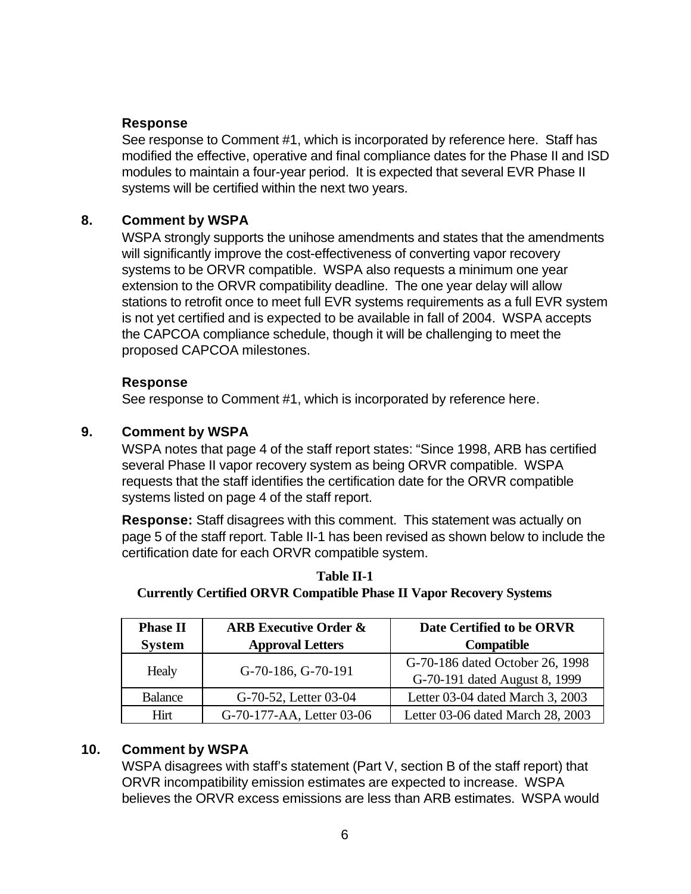**Response**

See response to Comment #1, which is incorporated by reference here. Staff has modified the effective, operative and final compliance dates for the Phase II and ISD modules to maintain a four-year period. It is expected that several EVR Phase II systems will be certified within the next two years.

**8. Comment by WSPA**

WSPA strongly supports the unihose amendments and states that the amendments will significantly improve the cost-effectiveness of converting vapor recovery systems to be ORVR compatible. WSPA also requests a minimum one year extension to the ORVR compatibility deadline. The one year delay will allow stations to retrofit once to meet full EVR systems requirements as a full EVR system is not yet certified and is expected to be available in fall of 2004. WSPA accepts the CAPCOA compliance schedule, though it will be challenging to meet the proposed CAPCOA milestones.

**Response**

See response to Comment #1, which is incorporated by reference here.

**9. Comment by WSPA**

WSPA notes that page 4 of the staff report states: "Since 1998, ARB has certified several Phase II vapor recovery system as being ORVR compatible. WSPA requests that the staff identifies the certification date for the ORVR compatible systems listed on page 4 of the staff report.

**Response:** Staff disagrees with this comment. This statement was actually on page 5 of the staff report. Table II-1 has been revised as shown below to include the certification date for each ORVR compatible system.

**Table II-1**
**Currently Certified ORVR Compatible Phase II Vapor Recovery Systems**

| Phase II System | ARB Executive Order & Approval Letters | Date Certified to be ORVR Compatible |
|---|---|---|
| Healy | G-70-186, G-70-191 | G-70-186 dated October 26, 1998<br>G-70-191 dated August 8, 1999 |
| Balance | G-70-52, Letter 03-04 | Letter 03-04 dated March 3, 2003 |
| Hirt | G-70-177-AA, Letter 03-06 | Letter 03-06 dated March 28, 2003 |

**10. Comment by WSPA**

WSPA disagrees with staff's statement (Part V, section B of the staff report) that ORVR incompatibility emission estimates are expected to increase. WSPA believes the ORVR excess emissions are less than ARB estimates. WSPA would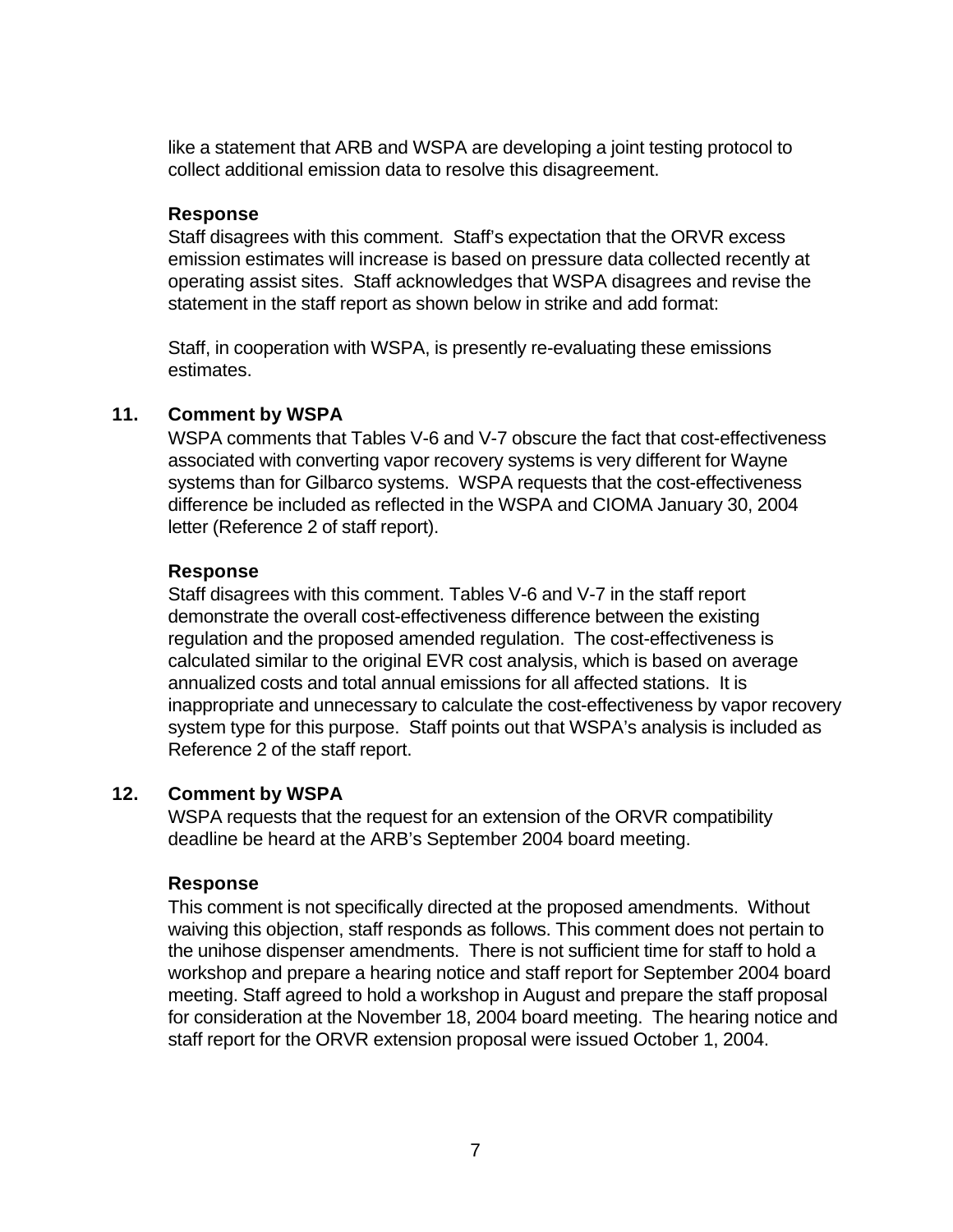like a statement that ARB and WSPA are developing a joint testing protocol to collect additional emission data to resolve this disagreement.

**Response**

Staff disagrees with this comment. Staff's expectation that the ORVR excess emission estimates will increase is based on pressure data collected recently at operating assist sites. Staff acknowledges that WSPA disagrees and revise the statement in the staff report as shown below in strike and add format:

Staff, in cooperation with WSPA, is presently re-evaluating these emissions estimates.

**11. Comment by WSPA**

WSPA comments that Tables V-6 and V-7 obscure the fact that cost-effectiveness associated with converting vapor recovery systems is very different for Wayne systems than for Gilbarco systems. WSPA requests that the cost-effectiveness difference be included as reflected in the WSPA and CIOMA January 30, 2004 letter (Reference 2 of staff report).

**Response**

Staff disagrees with this comment. Tables V-6 and V-7 in the staff report demonstrate the overall cost-effectiveness difference between the existing regulation and the proposed amended regulation. The cost-effectiveness is calculated similar to the original EVR cost analysis, which is based on average annualized costs and total annual emissions for all affected stations. It is inappropriate and unnecessary to calculate the cost-effectiveness by vapor recovery system type for this purpose. Staff points out that WSPA's analysis is included as Reference 2 of the staff report.

**12. Comment by WSPA**

WSPA requests that the request for an extension of the ORVR compatibility deadline be heard at the ARB's September 2004 board meeting.

**Response**

This comment is not specifically directed at the proposed amendments. Without waiving this objection, staff responds as follows. This comment does not pertain to the unihose dispenser amendments. There is not sufficient time for staff to hold a workshop and prepare a hearing notice and staff report for September 2004 board meeting. Staff agreed to hold a workshop in August and prepare the staff proposal for consideration at the November 18, 2004 board meeting. The hearing notice and staff report for the ORVR extension proposal were issued October 1, 2004.